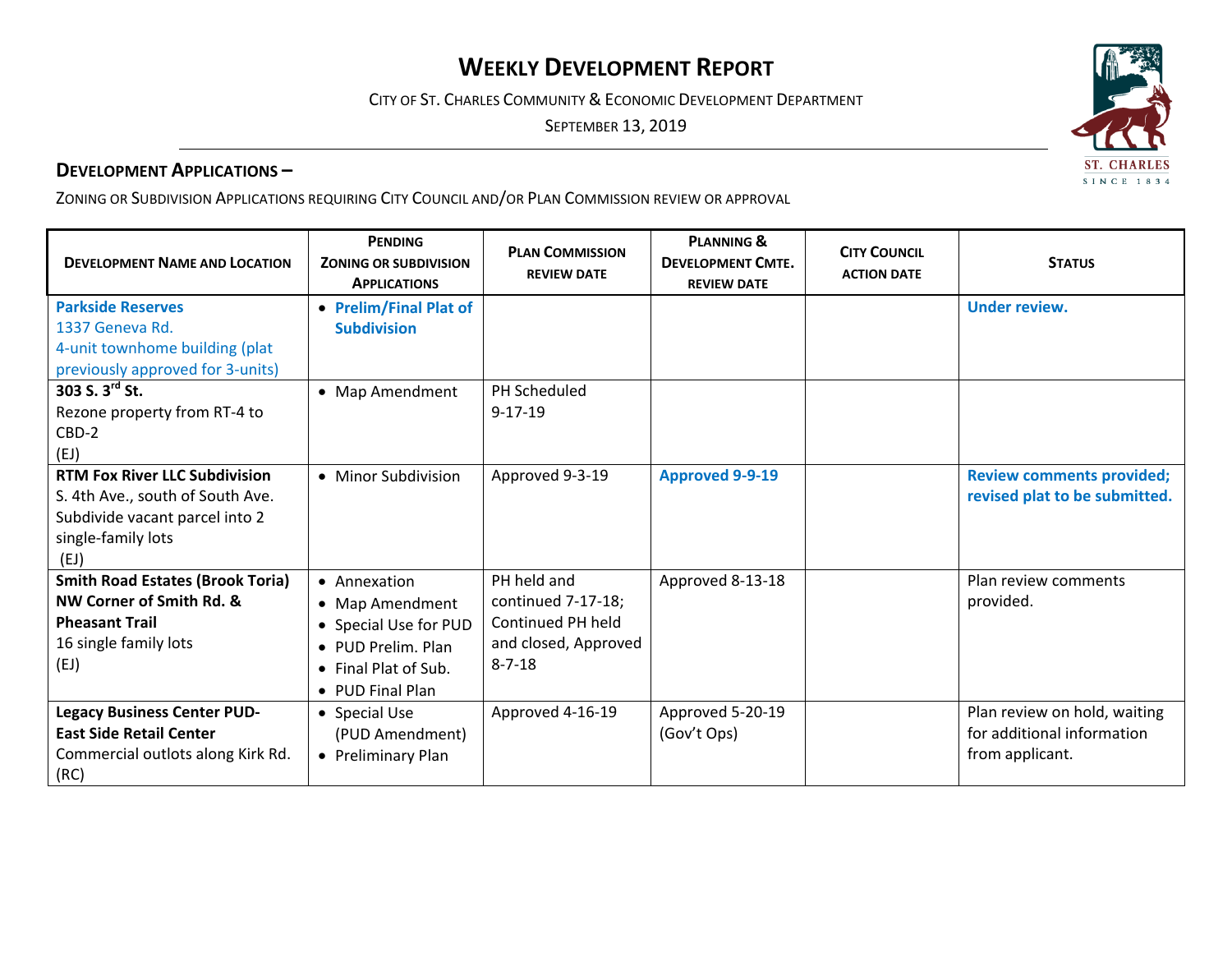# WEEKLY DEVELOPMENT REPORT

CITY OF ST. CHARLES COMMUNITY & ECONOMIC DEVELOPMENT DEPARTMENT

SEPTEMBER 13, 2019

## DEVELOPMENT APPLICATIONS –

ZONING OR SUBDIVISION APPLICATIONS REQUIRING CITY COUNCIL AND/OR PLAN COMMISSION REVIEW OR APPROVAL

| DEVELOPMENT NAME AND LOCATION | PENDING ZONING OR SUBDIVISION APPLICATIONS | PLAN COMMISSION REVIEW DATE | PLANNING & DEVELOPMENT CMTE. REVIEW DATE | CITY COUNCIL ACTION DATE | STATUS |
|---|---|---|---|---|---|
| **Parkside Reserves**<br>1337 Geneva Rd.<br>4-unit townhome building (plat previously approved for 3-units) | • **Prelim/Final Plat of Subdivision** | | | | **Under review.** |
| **303 S. 3rd St.**<br>Rezone property from RT-4 to CBD-2<br>(EJ) | • Map Amendment | PH Scheduled 9-17-19 | | | |
| **RTM Fox River LLC Subdivision**<br>S. 4th Ave., south of South Ave.<br>Subdivide vacant parcel into 2 single-family lots<br>(EJ) | • Minor Subdivision | Approved 9-3-19 | **Approved 9-9-19** | | **Review comments provided; revised plat to be submitted.** |
| **Smith Road Estates (Brook Toria)**<br>**NW Corner of Smith Rd. & Pheasant Trail**<br>16 single family lots<br>(EJ) | • Annexation<br>• Map Amendment<br>• Special Use for PUD<br>• PUD Prelim. Plan<br>• Final Plat of Sub.<br>• PUD Final Plan | PH held and continued 7-17-18; Continued PH held and closed, Approved 8-7-18 | Approved 8-13-18 | | Plan review comments provided. |
| **Legacy Business Center PUD-**<br>**East Side Retail Center**<br>Commercial outlots along Kirk Rd.<br>(RC) | • Special Use (PUD Amendment)<br>• Preliminary Plan | Approved 4-16-19 | Approved 5-20-19 (Gov't Ops) | | Plan review on hold, waiting for additional information from applicant. |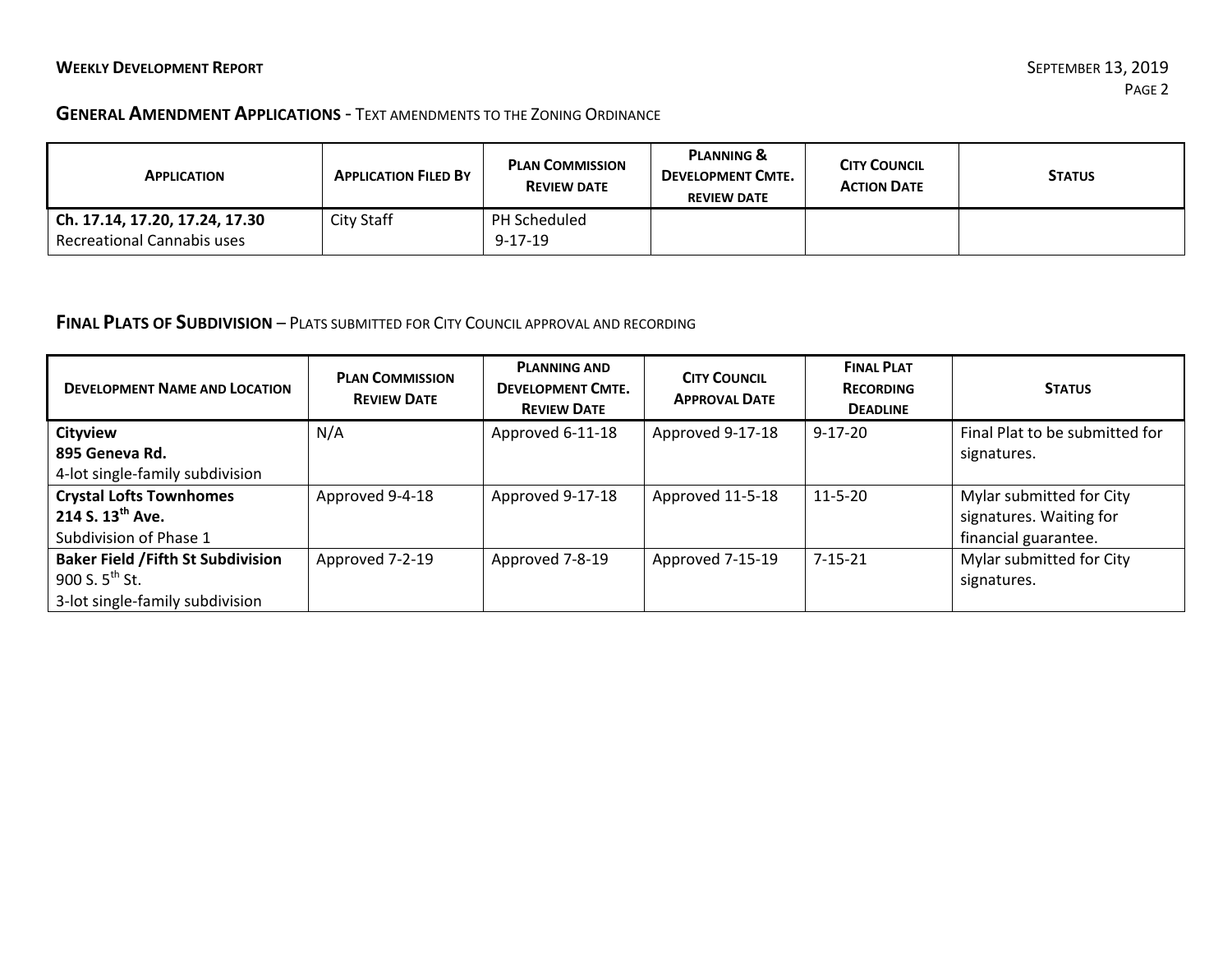## GENERAL AMENDMENT APPLICATIONS - TEXT AMENDMENTS TO THE ZONING ORDINANCE

| APPLICATION | APPLICATION FILED BY | PLAN COMMISSION REVIEW DATE | PLANNING & DEVELOPMENT CMTE. REVIEW DATE | CITY COUNCIL ACTION DATE | STATUS |
|---|---|---|---|---|---|
| **Ch. 17.14, 17.20, 17.24, 17.30** Recreational Cannabis uses | City Staff | PH Scheduled 9-17-19 | | | |

## FINAL PLATS OF SUBDIVISION – PLATS SUBMITTED FOR CITY COUNCIL APPROVAL AND RECORDING

| DEVELOPMENT NAME AND LOCATION | PLAN COMMISSION REVIEW DATE | PLANNING AND DEVELOPMENT CMTE. REVIEW DATE | CITY COUNCIL APPROVAL DATE | FINAL PLAT RECORDING DEADLINE | STATUS |
|---|---|---|---|---|---|
| **Cityview** **895 Geneva Rd.** 4-lot single-family subdivision | N/A | Approved 6-11-18 | Approved 9-17-18 | 9-17-20 | Final Plat to be submitted for signatures. |
| **Crystal Lofts Townhomes** **214 S. 13th Ave.** Subdivision of Phase 1 | Approved 9-4-18 | Approved 9-17-18 | Approved 11-5-18 | 11-5-20 | Mylar submitted for City signatures. Waiting for financial guarantee. |
| **Baker Field /Fifth St Subdivision** 900 S. 5th St. 3-lot single-family subdivision | Approved 7-2-19 | Approved 7-8-19 | Approved 7-15-19 | 7-15-21 | Mylar submitted for City signatures. |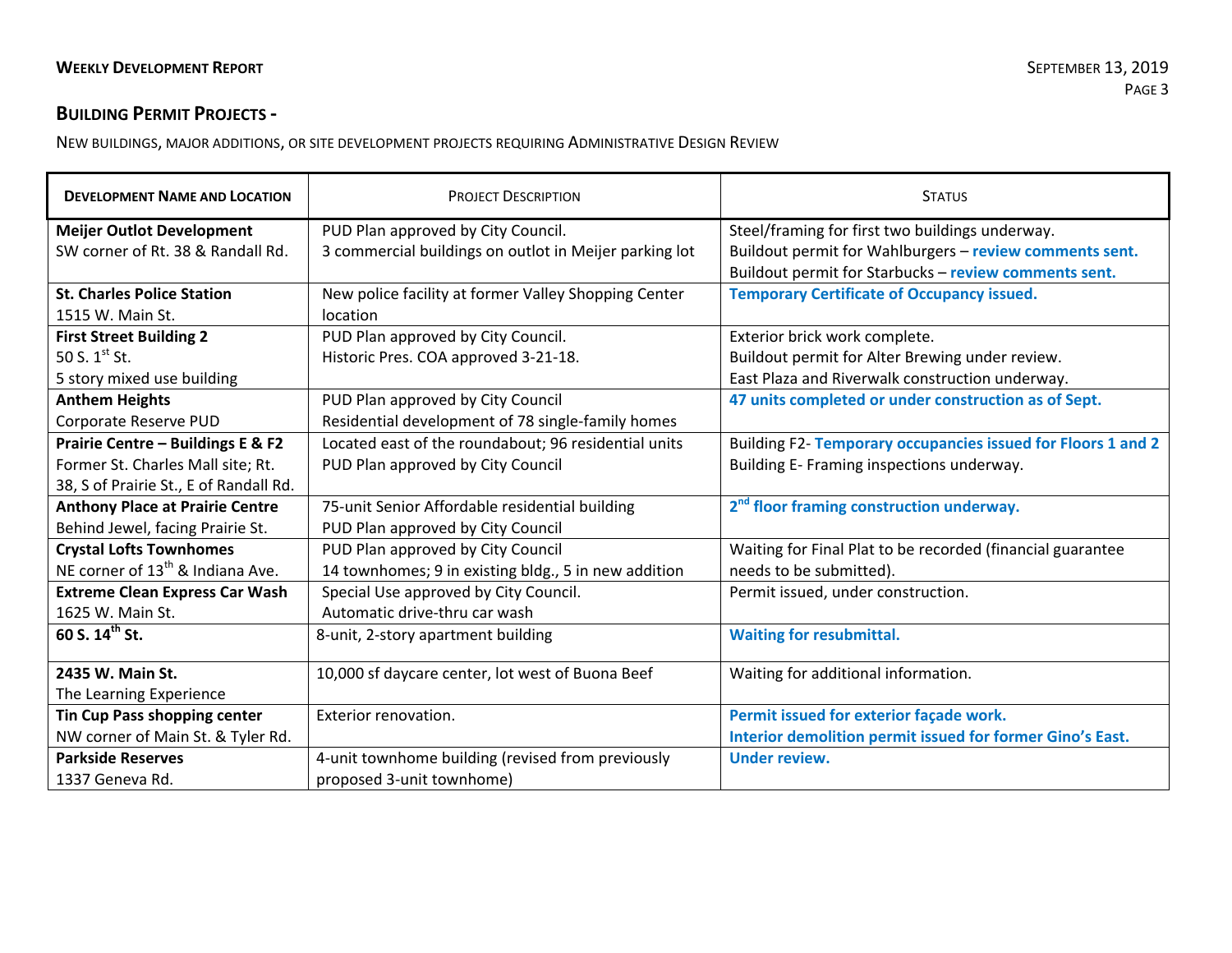## Building Permit Projects -

New buildings, major additions, or site development projects requiring Administrative Design Review

| Development Name and Location | Project Description | Status |
| --- | --- | --- |
| **Meijer Outlot Development**<br>SW corner of Rt. 38 & Randall Rd. | PUD Plan approved by City Council.<br>3 commercial buildings on outlot in Meijer parking lot | Steel/framing for first two buildings underway.<br>Buildout permit for Wahlburgers – **review comments sent.**<br>Buildout permit for Starbucks – **review comments sent.** |
| **St. Charles Police Station**<br>1515 W. Main St. | New police facility at former Valley Shopping Center location | **Temporary Certificate of Occupancy issued.** |
| **First Street Building 2**<br>50 S. 1st St.<br>5 story mixed use building | PUD Plan approved by City Council.<br>Historic Pres. COA approved 3-21-18. | Exterior brick work complete.<br>Buildout permit for Alter Brewing under review.<br>East Plaza and Riverwalk construction underway. |
| **Anthem Heights**<br>Corporate Reserve PUD | PUD Plan approved by City Council<br>Residential development of 78 single-family homes | **47 units completed or under construction as of Sept.** |
| **Prairie Centre – Buildings E & F2**<br>Former St. Charles Mall site; Rt. 38, S of Prairie St., E of Randall Rd. | Located east of the roundabout; 96 residential units<br>PUD Plan approved by City Council | Building F2- **Temporary occupancies issued for Floors 1 and 2**<br>Building E- Framing inspections underway. |
| **Anthony Place at Prairie Centre**<br>Behind Jewel, facing Prairie St. | 75-unit Senior Affordable residential building<br>PUD Plan approved by City Council | **2nd floor framing construction underway.** |
| **Crystal Lofts Townhomes**<br>NE corner of 13th & Indiana Ave. | PUD Plan approved by City Council<br>14 townhomes; 9 in existing bldg., 5 in new addition | Waiting for Final Plat to be recorded (financial guarantee needs to be submitted). |
| **Extreme Clean Express Car Wash**<br>1625 W. Main St. | Special Use approved by City Council.<br>Automatic drive-thru car wash | Permit issued, under construction. |
| **60 S. 14th St.** | 8-unit, 2-story apartment building | **Waiting for resubmittal.** |
| **2435 W. Main St.**<br>The Learning Experience | 10,000 sf daycare center, lot west of Buona Beef | Waiting for additional information. |
| **Tin Cup Pass shopping center**<br>NW corner of Main St. & Tyler Rd. | Exterior renovation. | **Permit issued for exterior façade work.**<br>**Interior demolition permit issued for former Gino's East.** |
| **Parkside Reserves**<br>1337 Geneva Rd. | 4-unit townhome building (revised from previously proposed 3-unit townhome) | **Under review.** |